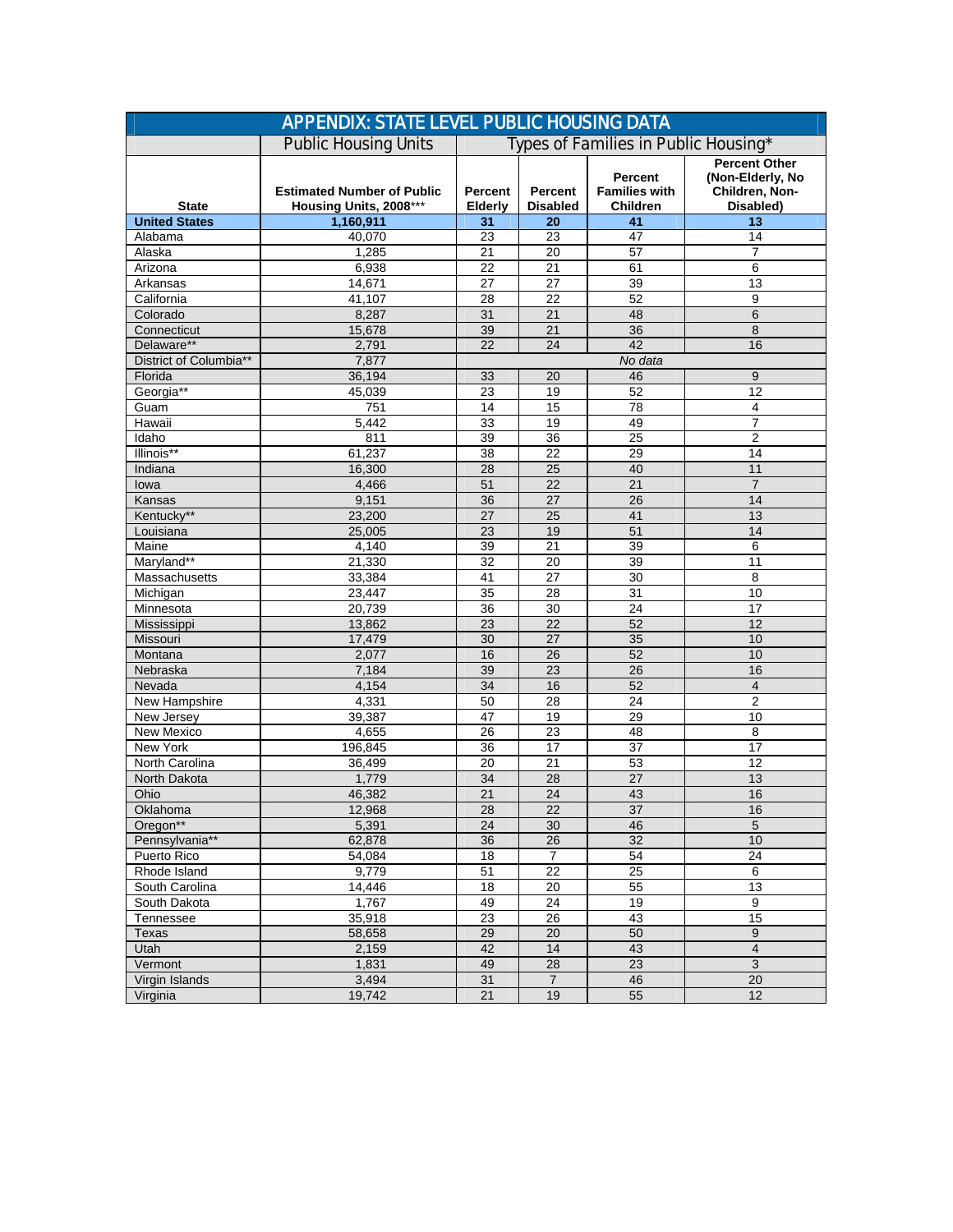## APPENDIX: STATE LEVEL PUBLIC HOUSING DATA

| | Public Housing Units | Types of Families in Public Housing* | | | |
|---|---|---|---|---|---|
| **State** | **Estimated Number of Public Housing Units, 2008*** ** | **Percent Elderly** | **Percent Disabled** | **Percent Families with Children** | **Percent Other (Non-Elderly, No Children, Non-Disabled)** |
| **United States** | **1,160,911** | **31** | **20** | **41** | **13** |
| Alabama | 40,070 | 23 | 23 | 47 | 14 |
| Alaska | 1,285 | 21 | 20 | 57 | 7 |
| Arizona | 6,938 | 22 | 21 | 61 | 6 |
| Arkansas | 14,671 | 27 | 27 | 39 | 13 |
| California | 41,107 | 28 | 22 | 52 | 9 |
| Colorado | 8,287 | 31 | 21 | 48 | 6 |
| Connecticut | 15,678 | 39 | 21 | 36 | 8 |
| Delaware** | 2,791 | 22 | 24 | 42 | 16 |
| District of Columbia** | 7,877 | *No data* | | | |
| Florida | 36,194 | 33 | 20 | 46 | 9 |
| Georgia** | 45,039 | 23 | 19 | 52 | 12 |
| Guam | 751 | 14 | 15 | 78 | 4 |
| Hawaii | 5,442 | 33 | 19 | 49 | 7 |
| Idaho | 811 | 39 | 36 | 25 | 2 |
| Illinois** | 61,237 | 38 | 22 | 29 | 14 |
| Indiana | 16,300 | 28 | 25 | 40 | 11 |
| Iowa | 4,466 | 51 | 22 | 21 | 7 |
| Kansas | 9,151 | 36 | 27 | 26 | 14 |
| Kentucky** | 23,200 | 27 | 25 | 41 | 13 |
| Louisiana | 25,005 | 23 | 19 | 51 | 14 |
| Maine | 4,140 | 39 | 21 | 39 | 6 |
| Maryland** | 21,330 | 32 | 20 | 39 | 11 |
| Massachusetts | 33,384 | 41 | 27 | 30 | 8 |
| Michigan | 23,447 | 35 | 28 | 31 | 10 |
| Minnesota | 20,739 | 36 | 30 | 24 | 17 |
| Mississippi | 13,862 | 23 | 22 | 52 | 12 |
| Missouri | 17,479 | 30 | 27 | 35 | 10 |
| Montana | 2,077 | 16 | 26 | 52 | 10 |
| Nebraska | 7,184 | 39 | 23 | 26 | 16 |
| Nevada | 4,154 | 34 | 16 | 52 | 4 |
| New Hampshire | 4,331 | 50 | 28 | 24 | 2 |
| New Jersey | 39,387 | 47 | 19 | 29 | 10 |
| New Mexico | 4,655 | 26 | 23 | 48 | 8 |
| New York | 196,845 | 36 | 17 | 37 | 17 |
| North Carolina | 36,499 | 20 | 21 | 53 | 12 |
| North Dakota | 1,779 | 34 | 28 | 27 | 13 |
| Ohio | 46,382 | 21 | 24 | 43 | 16 |
| Oklahoma | 12,968 | 28 | 22 | 37 | 16 |
| Oregon** | 5,391 | 24 | 30 | 46 | 5 |
| Pennsylvania** | 62,878 | 36 | 26 | 32 | 10 |
| Puerto Rico | 54,084 | 18 | 7 | 54 | 24 |
| Rhode Island | 9,779 | 51 | 22 | 25 | 6 |
| South Carolina | 14,446 | 18 | 20 | 55 | 13 |
| South Dakota | 1,767 | 49 | 24 | 19 | 9 |
| Tennessee | 35,918 | 23 | 26 | 43 | 15 |
| Texas | 58,658 | 29 | 20 | 50 | 9 |
| Utah | 2,159 | 42 | 14 | 43 | 4 |
| Vermont | 1,831 | 49 | 28 | 23 | 3 |
| Virgin Islands | 3,494 | 31 | 7 | 46 | 20 |
| Virginia | 19,742 | 21 | 19 | 55 | 12 |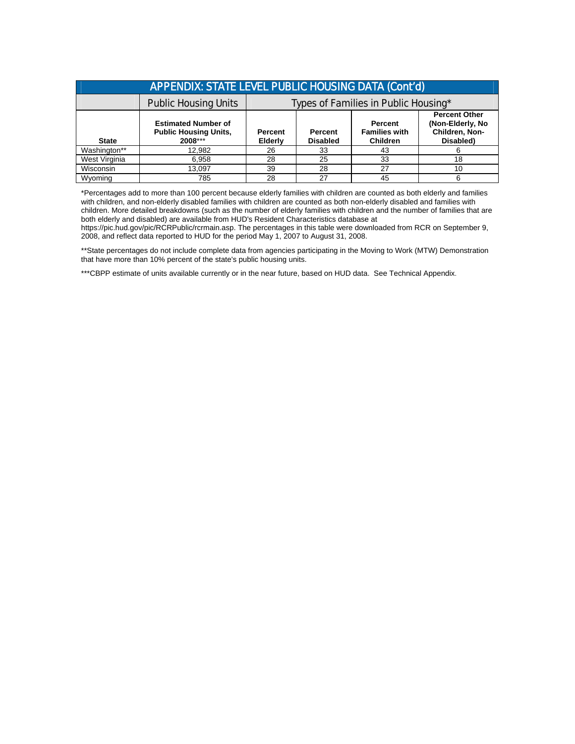## APPENDIX: STATE LEVEL PUBLIC HOUSING DATA (Cont'd)

| | Public Housing Units | Types of Families in Public Housing* | | | |
|---|---|---|---|---|---|
| **State** | **Estimated Number of Public Housing Units, 2008*** ** | **Percent Elderly** | **Percent Disabled** | **Percent Families with Children** | **Percent Other (Non-Elderly, No Children, Non-Disabled)** |
| Washington** | 12,982 | 26 | 33 | 43 | 6 |
| West Virginia | 6,958 | 28 | 25 | 33 | 18 |
| Wisconsin | 13,097 | 39 | 28 | 27 | 10 |
| Wyoming | 785 | 28 | 27 | 45 | 6 |

*Percentages add to more than 100 percent because elderly families with children are counted as both elderly and families with children, and non-elderly disabled families with children are counted as both non-elderly disabled and families with children. More detailed breakdowns (such as the number of elderly families with children and the number of families that are both elderly and disabled) are available from HUD's Resident Characteristics database at https://pic.hud.gov/pic/RCRPublic/rcrmain.asp. The percentages in this table were downloaded from RCR on September 9, 2008, and reflect data reported to HUD for the period May 1, 2007 to August 31, 2008.

**State percentages do not include complete data from agencies participating in the Moving to Work (MTW) Demonstration that have more than 10% percent of the state's public housing units.

***CBPP estimate of units available currently or in the near future, based on HUD data. See Technical Appendix.